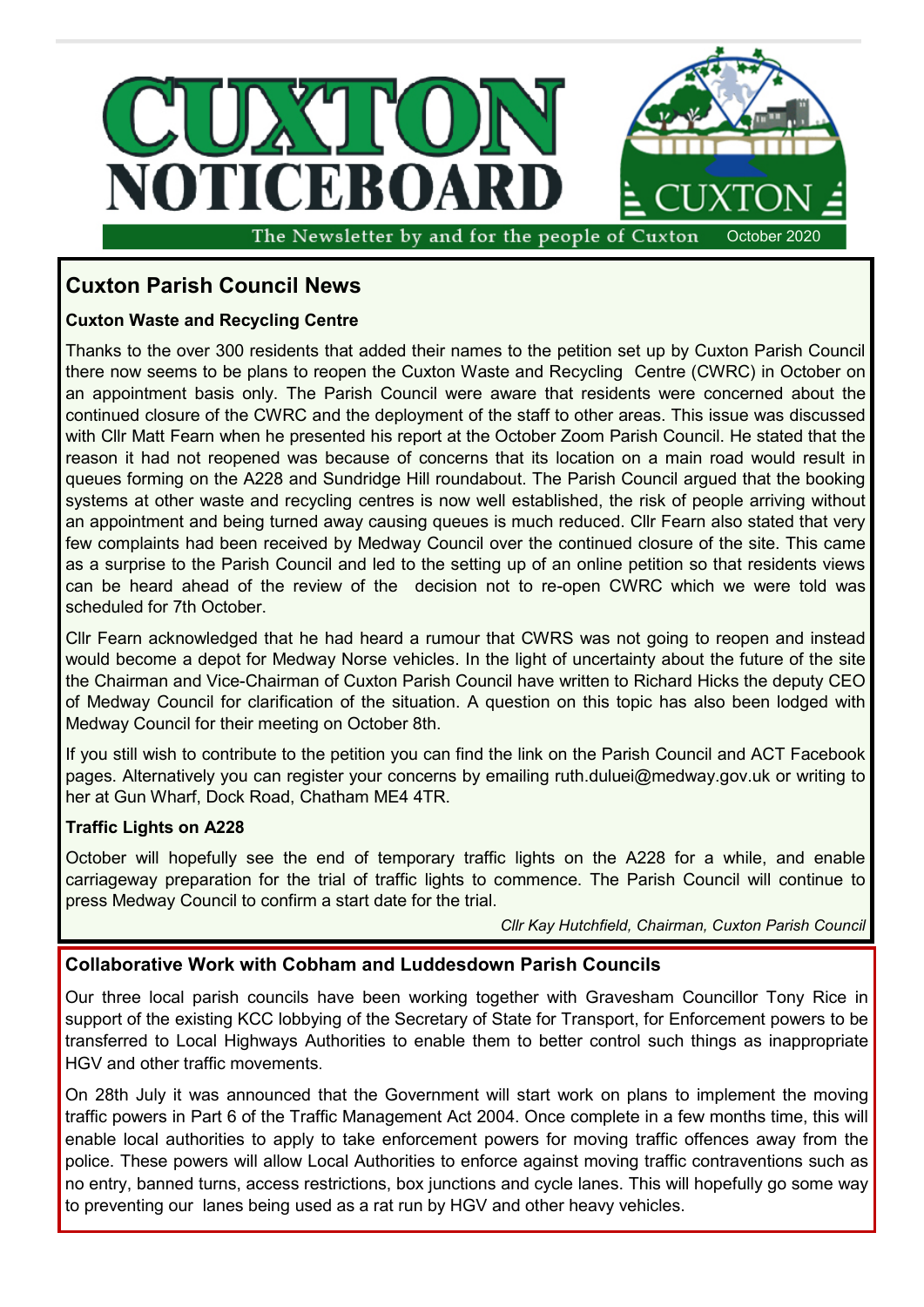# CUXTON NOTICEBOARD

The Newsletter by and for the people of Cuxton — October 2020

## Cuxton Parish Council News

### Cuxton Waste and Recycling Centre

Thanks to the over 300 residents that added their names to the petition set up by Cuxton Parish Council there now seems to be plans to reopen the Cuxton Waste and Recycling Centre (CWRC) in October on an appointment basis only. The Parish Council were aware that residents were concerned about the continued closure of the CWRC and the deployment of the staff to other areas. This issue was discussed with Cllr Matt Fearn when he presented his report at the October Zoom Parish Council. He stated that the reason it had not reopened was because of concerns that its location on a main road would result in queues forming on the A228 and Sundridge Hill roundabout. The Parish Council argued that the booking systems at other waste and recycling centres is now well established, the risk of people arriving without an appointment and being turned away causing queues is much reduced. Cllr Fearn also stated that very few complaints had been received by Medway Council over the continued closure of the site. This came as a surprise to the Parish Council and led to the setting up of an online petition so that residents views can be heard ahead of the review of the decision not to re-open CWRC which we were told was scheduled for 7th October.

Cllr Fearn acknowledged that he had heard a rumour that CWRS was not going to reopen and instead would become a depot for Medway Norse vehicles. In the light of uncertainty about the future of the site the Chairman and Vice-Chairman of Cuxton Parish Council have written to Richard Hicks the deputy CEO of Medway Council for clarification of the situation. A question on this topic has also been lodged with Medway Council for their meeting on October 8th.

If you still wish to contribute to the petition you can find the link on the Parish Council and ACT Facebook pages. Alternatively you can register your concerns by emailing ruth.duluei@medway.gov.uk or writing to her at Gun Wharf, Dock Road, Chatham ME4 4TR.

### Traffic Lights on A228

October will hopefully see the end of temporary traffic lights on the A228 for a while, and enable carriageway preparation for the trial of traffic lights to commence. The Parish Council will continue to press Medway Council to confirm a start date for the trial.

*Cllr Kay Hutchfield, Chairman, Cuxton Parish Council*

### Collaborative Work with Cobham and Luddesdown Parish Councils

Our three local parish councils have been working together with Gravesham Councillor Tony Rice in support of the existing KCC lobbying of the Secretary of State for Transport, for Enforcement powers to be transferred to Local Highways Authorities to enable them to better control such things as inappropriate HGV and other traffic movements.

On 28th July it was announced that the Government will start work on plans to implement the moving traffic powers in Part 6 of the Traffic Management Act 2004. Once complete in a few months time, this will enable local authorities to apply to take enforcement powers for moving traffic offences away from the police. These powers will allow Local Authorities to enforce against moving traffic contraventions such as no entry, banned turns, access restrictions, box junctions and cycle lanes. This will hopefully go some way to preventing our lanes being used as a rat run by HGV and other heavy vehicles.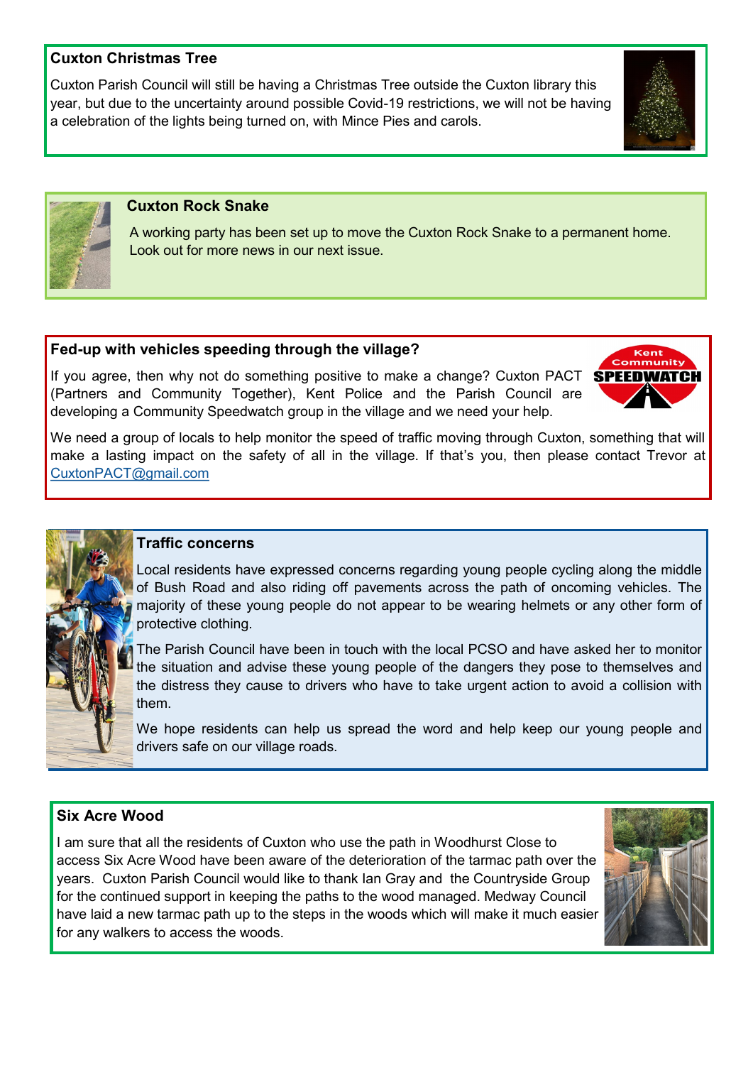## Cuxton Christmas Tree

Cuxton Parish Council will still be having a Christmas Tree outside the Cuxton library this year, but due to the uncertainty around possible Covid-19 restrictions, we will not be having a celebration of the lights being turned on, with Mince Pies and carols.

## Cuxton Rock Snake

A working party has been set up to move the Cuxton Rock Snake to a permanent home. Look out for more news in our next issue.

## Fed-up with vehicles speeding through the village?

If you agree, then why not do something positive to make a change? Cuxton PACT (Partners and Community Together), Kent Police and the Parish Council are developing a Community Speedwatch group in the village and we need your help.

We need a group of locals to help monitor the speed of traffic moving through Cuxton, something that will make a lasting impact on the safety of all in the village. If that's you, then please contact Trevor at CuxtonPACT@gmail.com

## Traffic concerns

Local residents have expressed concerns regarding young people cycling along the middle of Bush Road and also riding off pavements across the path of oncoming vehicles. The majority of these young people do not appear to be wearing helmets or any other form of protective clothing.

The Parish Council have been in touch with the local PCSO and have asked her to monitor the situation and advise these young people of the dangers they pose to themselves and the distress they cause to drivers who have to take urgent action to avoid a collision with them.

We hope residents can help us spread the word and help keep our young people and drivers safe on our village roads.

## Six Acre Wood

I am sure that all the residents of Cuxton who use the path in Woodhurst Close to access Six Acre Wood have been aware of the deterioration of the tarmac path over the years. Cuxton Parish Council would like to thank Ian Gray and the Countryside Group for the continued support in keeping the paths to the wood managed. Medway Council have laid a new tarmac path up to the steps in the woods which will make it much easier for any walkers to access the woods.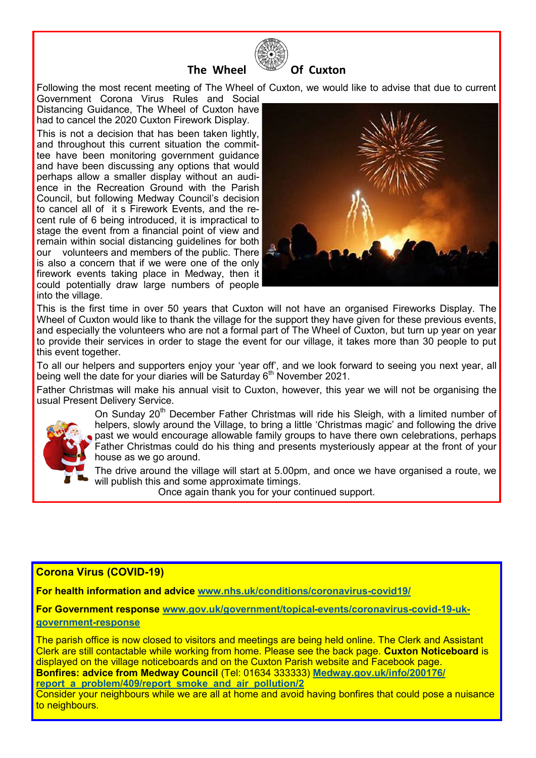## The Wheel Of Cuxton

Following the most recent meeting of The Wheel of Cuxton, we would like to advise that due to current Government Corona Virus Rules and Social Distancing Guidance, The Wheel of Cuxton have had to cancel the 2020 Cuxton Firework Display.

This is not a decision that has been taken lightly, and throughout this current situation the committee have been monitoring government guidance and have been discussing any options that would perhaps allow a smaller display without an audience in the Recreation Ground with the Parish Council, but following Medway Council's decision to cancel all of it s Firework Events, and the recent rule of 6 being introduced, it is impractical to stage the event from a financial point of view and remain within social distancing guidelines for both our volunteers and members of the public. There is also a concern that if we were one of the only firework events taking place in Medway, then it could potentially draw large numbers of people into the village.

This is the first time in over 50 years that Cuxton will not have an organised Fireworks Display. The Wheel of Cuxton would like to thank the village for the support they have given for these previous events, and especially the volunteers who are not a formal part of The Wheel of Cuxton, but turn up year on year to provide their services in order to stage the event for our village, it takes more than 30 people to put this event together.

To all our helpers and supporters enjoy your 'year off', and we look forward to seeing you next year, all being well the date for your diaries will be Saturday 6th November 2021.

Father Christmas will make his annual visit to Cuxton, however, this year we will not be organising the usual Present Delivery Service.

On Sunday 20th December Father Christmas will ride his Sleigh, with a limited number of helpers, slowly around the Village, to bring a little 'Christmas magic' and following the drive past we would encourage allowable family groups to have there own celebrations, perhaps Father Christmas could do his thing and presents mysteriously appear at the front of your house as we go around.

The drive around the village will start at 5.00pm, and once we have organised a route, we will publish this and some approximate timings.

Once again thank you for your continued support.

## Corona Virus (COVID-19)

**For health information and advice** www.nhs.uk/conditions/coronavirus-covid19/

**For Government response** www.gov.uk/government/topical-events/coronavirus-covid-19-uk-government-response

The parish office is now closed to visitors and meetings are being held online. The Clerk and Assistant Clerk are still contactable while working from home. Please see the back page. **Cuxton Noticeboard** is displayed on the village noticeboards and on the Cuxton Parish website and Facebook page.

**Bonfires: advice from Medway Council** (Tel: 01634 333333) Medway.gov.uk/info/200176/report_a_problem/409/report_smoke_and_air_pollution/2

Consider your neighbours while we are all at home and avoid having bonfires that could pose a nuisance to neighbours.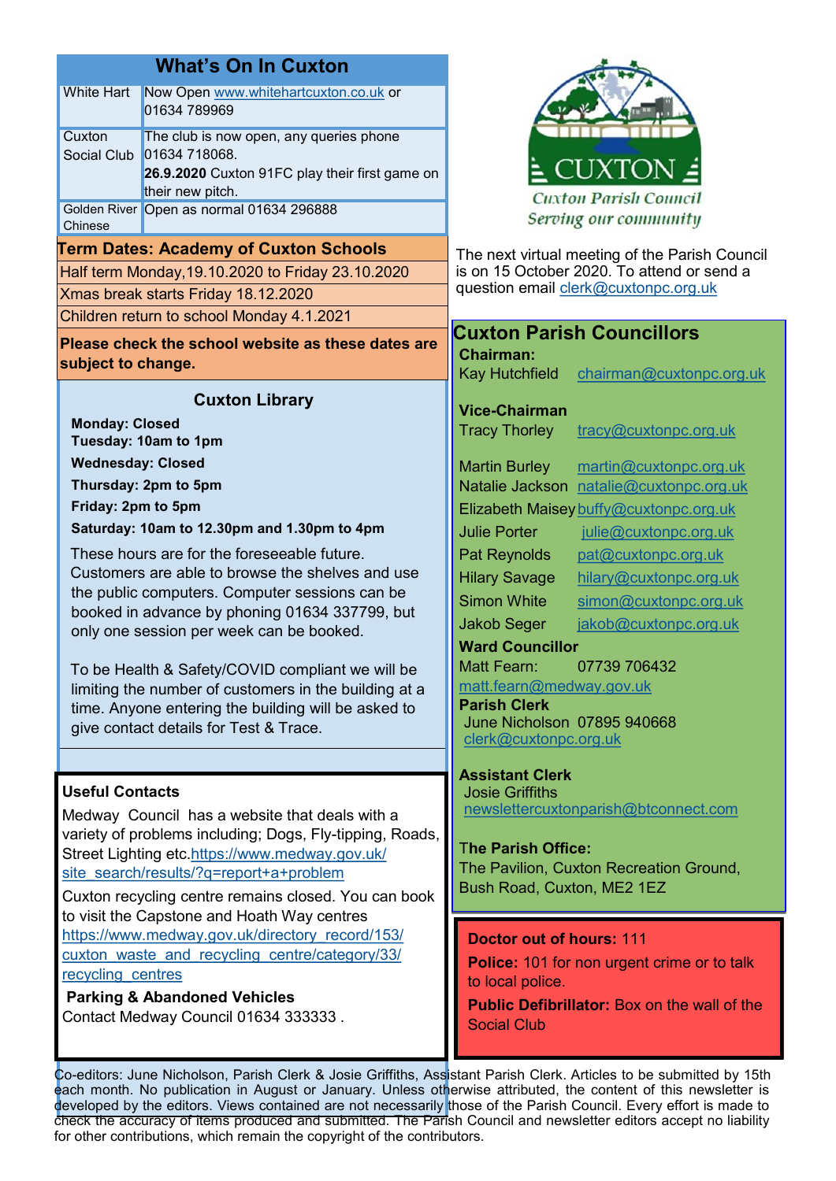## What's On In Cuxton

| | |
|---|---|
| White Hart | Now Open www.whitehartcuxton.co.uk or 01634 789969 |
| Cuxton Social Club | The club is now open, any queries phone 01634 718068. **26.9.2020** Cuxton 91FC play their first game on their new pitch. |
| Golden River Chinese | Open as normal 01634 296888 |

### Term Dates: Academy of Cuxton Schools

Half term Monday,19.10.2020 to Friday 23.10.2020

Xmas break starts Friday 18.12.2020

Children return to school Monday 4.1.2021

**Please check the school website as these dates are subject to change.**

### Cuxton Library

**Monday: Closed**

**Tuesday: 10am to 1pm**

**Wednesday: Closed**

**Thursday: 2pm to 5pm**

**Friday: 2pm to 5pm**

**Saturday: 10am to 12.30pm and 1.30pm to 4pm**

These hours are for the foreseeable future. Customers are able to browse the shelves and use the public computers. Computer sessions can be booked in advance by phoning 01634 337799, but only one session per week can be booked.

To be Health & Safety/COVID compliant we will be limiting the number of customers in the building at a time. Anyone entering the building will be asked to give contact details for Test & Trace.

### Useful Contacts

Medway Council has a website that deals with a variety of problems including; Dogs, Fly-tipping, Roads, Street Lighting etc.https://www.medway.gov.uk/site_search/results/?q=report+a+problem

Cuxton recycling centre remains closed. You can book to visit the Capstone and Hoath Way centres https://www.medway.gov.uk/directory_record/153/cuxton_waste_and_recycling_centre/category/33/recycling_centres

**Parking & Abandoned Vehicles**

Contact Medway Council 01634 333333 .

CUXTON

*Cuxton Parish Council*

*Serving our community*

The next virtual meeting of the Parish Council is on 15 October 2020. To attend or send a question email clerk@cuxtonpc.org.uk

## Cuxton Parish Councillors

**Chairman:**

Kay Hutchfield chairman@cuxtonpc.org.uk

**Vice-Chairman**

Tracy Thorley tracy@cuxtonpc.org.uk

Martin Burley martin@cuxtonpc.org.uk

Natalie Jackson natalie@cuxtonpc.org.uk

Elizabeth Maisey buffy@cuxtonpc.org.uk

Julie Porter julie@cuxtonpc.org.uk

Pat Reynolds pat@cuxtonpc.org.uk

Hilary Savage hilary@cuxtonpc.org.uk

Simon White simon@cuxtonpc.org.uk

Jakob Seger jakob@cuxtonpc.org.uk

**Ward Councillor**

Matt Fearn: 07739 706432

matt.fearn@medway.gov.uk

**Parish Clerk**

June Nicholson 07895 940668

clerk@cuxtonpc.org.uk

**Assistant Clerk**

Josie Griffiths

newslettercuxtonparish@btconnect.com

**The Parish Office:**

The Pavilion, Cuxton Recreation Ground, Bush Road, Cuxton, ME2 1EZ

**Doctor out of hours:** 111

**Police:** 101 for non urgent crime or to talk to local police.

**Public Defibrillator:** Box on the wall of the Social Club

Co-editors: June Nicholson, Parish Clerk & Josie Griffiths, Assistant Parish Clerk. Articles to be submitted by 15th each month. No publication in August or January. Unless otherwise attributed, the content of this newsletter is developed by the editors. Views contained are not necessarily those of the Parish Council. Every effort is made to check the accuracy of items produced and submitted. The Parish Council and newsletter editors accept no liability for other contributions, which remain the copyright of the contributors.